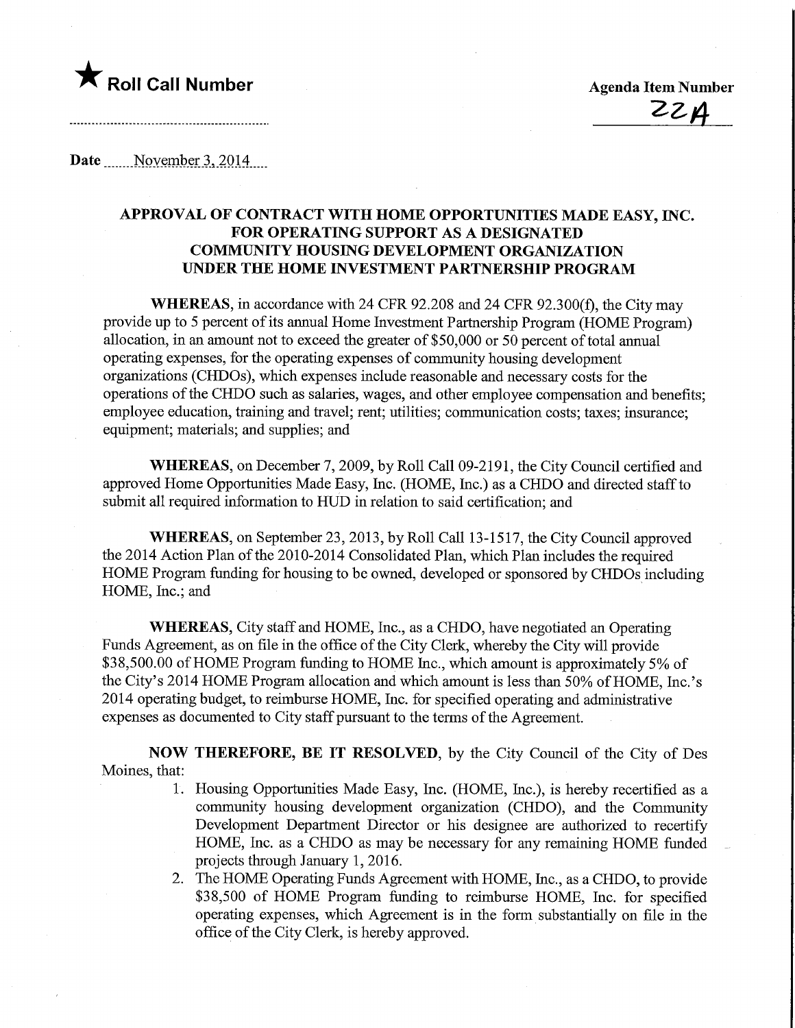★ **Roll Call Number**

**Agenda Item Number**

22A

Date November 3, 2014

## APPROVAL OF CONTRACT WITH HOME OPPORTUNITIES MADE EASY, INC. FOR OPERATING SUPPORT AS A DESIGNATED COMMUNITY HOUSING DEVELOPMENT ORGANIZATION UNDER THE HOME INVESTMENT PARTNERSHIP PROGRAM

**WHEREAS**, in accordance with 24 CFR 92.208 and 24 CFR 92.300(f), the City may provide up to 5 percent of its annual Home Investment Partnership Program (HOME Program) allocation, in an amount not to exceed the greater of $50,000 or 50 percent of total annual operating expenses, for the operating expenses of community housing development organizations (CHDOs), which expenses include reasonable and necessary costs for the operations of the CHDO such as salaries, wages, and other employee compensation and benefits; employee education, training and travel; rent; utilities; communication costs; taxes; insurance; equipment; materials; and supplies; and

**WHEREAS**, on December 7, 2009, by Roll Call 09-2191, the City Council certified and approved Home Opportunities Made Easy, Inc. (HOME, Inc.) as a CHDO and directed staff to submit all required information to HUD in relation to said certification; and

**WHEREAS**, on September 23, 2013, by Roll Call 13-1517, the City Council approved the 2014 Action Plan of the 2010-2014 Consolidated Plan, which Plan includes the required HOME Program funding for housing to be owned, developed or sponsored by CHDOs including HOME, Inc.; and

**WHEREAS**, City staff and HOME, Inc., as a CHDO, have negotiated an Operating Funds Agreement, as on file in the office of the City Clerk, whereby the City will provide $38,500.00 of HOME Program funding to HOME Inc., which amount is approximately 5% of the City's 2014 HOME Program allocation and which amount is less than 50% of HOME, Inc.'s 2014 operating budget, to reimburse HOME, Inc. for specified operating and administrative expenses as documented to City staff pursuant to the terms of the Agreement.

**NOW THEREFORE, BE IT RESOLVED**, by the City Council of the City of Des Moines, that:

1. Housing Opportunities Made Easy, Inc. (HOME, Inc.), is hereby recertified as a community housing development organization (CHDO), and the Community Development Department Director or his designee are authorized to recertify HOME, Inc. as a CHDO as may be necessary for any remaining HOME funded projects through January 1, 2016.
2. The HOME Operating Funds Agreement with HOME, Inc., as a CHDO, to provide $38,500 of HOME Program funding to reimburse HOME, Inc. for specified operating expenses, which Agreement is in the form substantially on file in the office of the City Clerk, is hereby approved.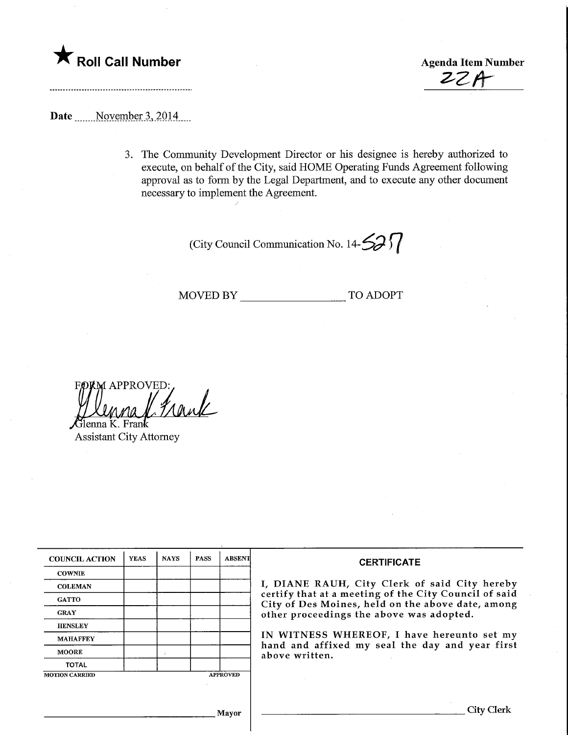★ **Roll Call Number**

**Agenda Item Number**
22A

**Date** November 3, 2014

3. The Community Development Director or his designee is hereby authorized to execute, on behalf of the City, said HOME Operating Funds Agreement following approval as to form by the Legal Department, and to execute any other document necessary to implement the Agreement.

(City Council Communication No. 14-527)

MOVED BY ____________________ TO ADOPT

FORM APPROVED:

Glenna K. Frank
Assistant City Attorney

| COUNCIL ACTION | YEAS | NAYS | PASS | ABSENT |
| --- | --- | --- | --- | --- |
| COWNIE | | | | |
| COLEMAN | | | | |
| GATTO | | | | |
| GRAY | | | | |
| HENSLEY | | | | |
| MAHAFFEY | | | | |
| MOORE | | | | |
| TOTAL | | | | |

MOTION CARRIED APPROVED

________________________ Mayor

**CERTIFICATE**

I, DIANE RAUH, City Clerk of said City hereby certify that at a meeting of the City Council of said City of Des Moines, held on the above date, among other proceedings the above was adopted.

IN WITNESS WHEREOF, I have hereunto set my hand and affixed my seal the day and year first above written.

________________________ City Clerk